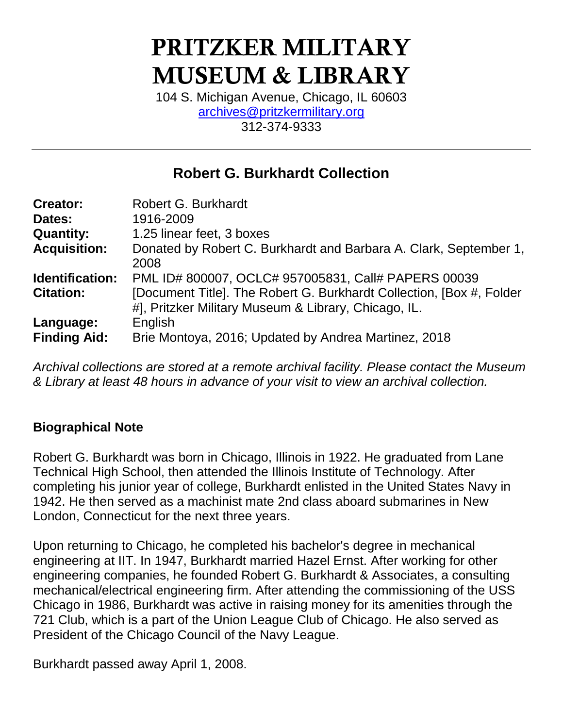# PRITZKER MILITARY MUSEUM & LIBRARY

104 S. Michigan Avenue, Chicago, IL 60603
archives@pritzkermilitary.org
312-374-9333

---

## Robert G. Burkhardt Collection

| | |
|---|---|
| **Creator:** | Robert G. Burkhardt |
| **Dates:** | 1916-2009 |
| **Quantity:** | 1.25 linear feet, 3 boxes |
| **Acquisition:** | Donated by Robert C. Burkhardt and Barbara A. Clark, September 1, 2008 |
| **Identification:** | PML ID# 800007, OCLC# 957005831, Call# PAPERS 00039 |
| **Citation:** | [Document Title]. The Robert G. Burkhardt Collection, [Box #, Folder #], Pritzker Military Museum & Library, Chicago, IL. |
| **Language:** | English |
| **Finding Aid:** | Brie Montoya, 2016; Updated by Andrea Martinez, 2018 |

*Archival collections are stored at a remote archival facility. Please contact the Museum & Library at least 48 hours in advance of your visit to view an archival collection.*

---

### Biographical Note

Robert G. Burkhardt was born in Chicago, Illinois in 1922. He graduated from Lane Technical High School, then attended the Illinois Institute of Technology. After completing his junior year of college, Burkhardt enlisted in the United States Navy in 1942. He then served as a machinist mate 2nd class aboard submarines in New London, Connecticut for the next three years.

Upon returning to Chicago, he completed his bachelor's degree in mechanical engineering at IIT. In 1947, Burkhardt married Hazel Ernst. After working for other engineering companies, he founded Robert G. Burkhardt & Associates, a consulting mechanical/electrical engineering firm. After attending the commissioning of the USS Chicago in 1986, Burkhardt was active in raising money for its amenities through the 721 Club, which is a part of the Union League Club of Chicago. He also served as President of the Chicago Council of the Navy League.

Burkhardt passed away April 1, 2008.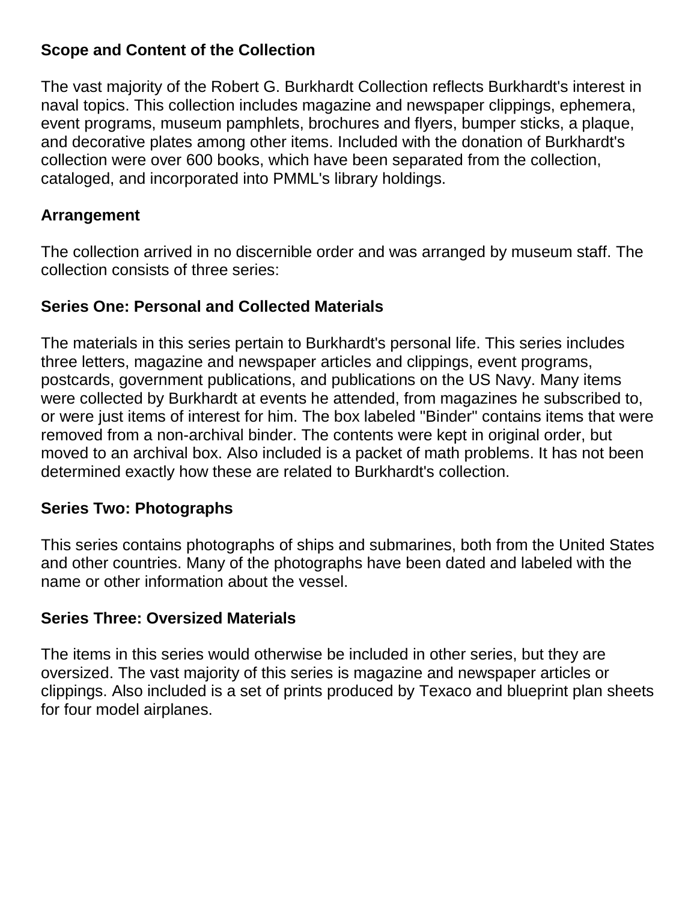## Scope and Content of the Collection

The vast majority of the Robert G. Burkhardt Collection reflects Burkhardt's interest in naval topics. This collection includes magazine and newspaper clippings, ephemera, event programs, museum pamphlets, brochures and flyers, bumper sticks, a plaque, and decorative plates among other items. Included with the donation of Burkhardt's collection were over 600 books, which have been separated from the collection, cataloged, and incorporated into PMML's library holdings.

## Arrangement

The collection arrived in no discernible order and was arranged by museum staff. The collection consists of three series:

### Series One: Personal and Collected Materials

The materials in this series pertain to Burkhardt's personal life. This series includes three letters, magazine and newspaper articles and clippings, event programs, postcards, government publications, and publications on the US Navy. Many items were collected by Burkhardt at events he attended, from magazines he subscribed to, or were just items of interest for him. The box labeled "Binder" contains items that were removed from a non-archival binder. The contents were kept in original order, but moved to an archival box. Also included is a packet of math problems. It has not been determined exactly how these are related to Burkhardt's collection.

### Series Two: Photographs

This series contains photographs of ships and submarines, both from the United States and other countries. Many of the photographs have been dated and labeled with the name or other information about the vessel.

### Series Three: Oversized Materials

The items in this series would otherwise be included in other series, but they are oversized. The vast majority of this series is magazine and newspaper articles or clippings. Also included is a set of prints produced by Texaco and blueprint plan sheets for four model airplanes.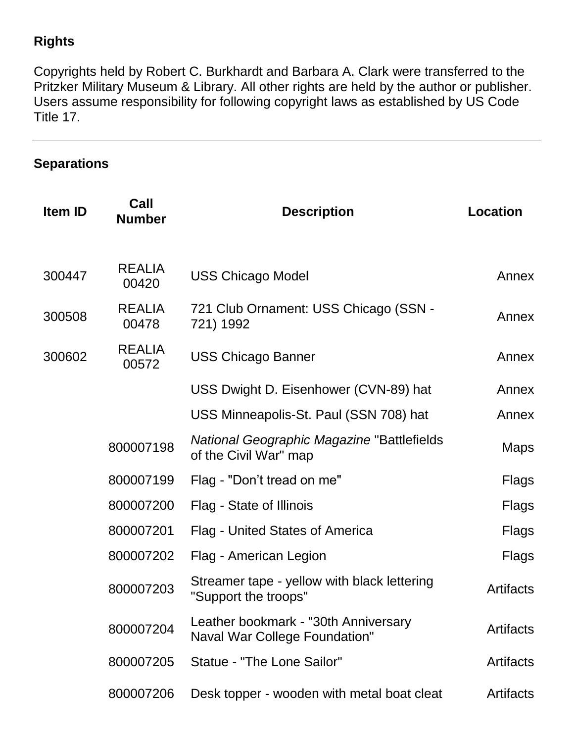## Rights

Copyrights held by Robert C. Burkhardt and Barbara A. Clark were transferred to the Pritzker Military Museum & Library. All other rights are held by the author or publisher. Users assume responsibility for following copyright laws as established by US Code Title 17.

---

## Separations

| Item ID | Call Number | Description | Location |
|---|---|---|---|
| 300447 | REALIA 00420 | USS Chicago Model | Annex |
| 300508 | REALIA 00478 | 721 Club Ornament: USS Chicago (SSN - 721) 1992 | Annex |
| 300602 | REALIA 00572 | USS Chicago Banner | Annex |
| | | USS Dwight D. Eisenhower (CVN-89) hat | Annex |
| | | USS Minneapolis-St. Paul (SSN 708) hat | Annex |
| | 800007198 | *National Geographic Magazine* "Battlefields of the Civil War" map | Maps |
| | 800007199 | Flag - "Don’t tread on me" | Flags |
| | 800007200 | Flag - State of Illinois | Flags |
| | 800007201 | Flag - United States of America | Flags |
| | 800007202 | Flag - American Legion | Flags |
| | 800007203 | Streamer tape - yellow with black lettering "Support the troops" | Artifacts |
| | 800007204 | Leather bookmark - "30th Anniversary Naval War College Foundation" | Artifacts |
| | 800007205 | Statue - "The Lone Sailor" | Artifacts |
| | 800007206 | Desk topper - wooden with metal boat cleat | Artifacts |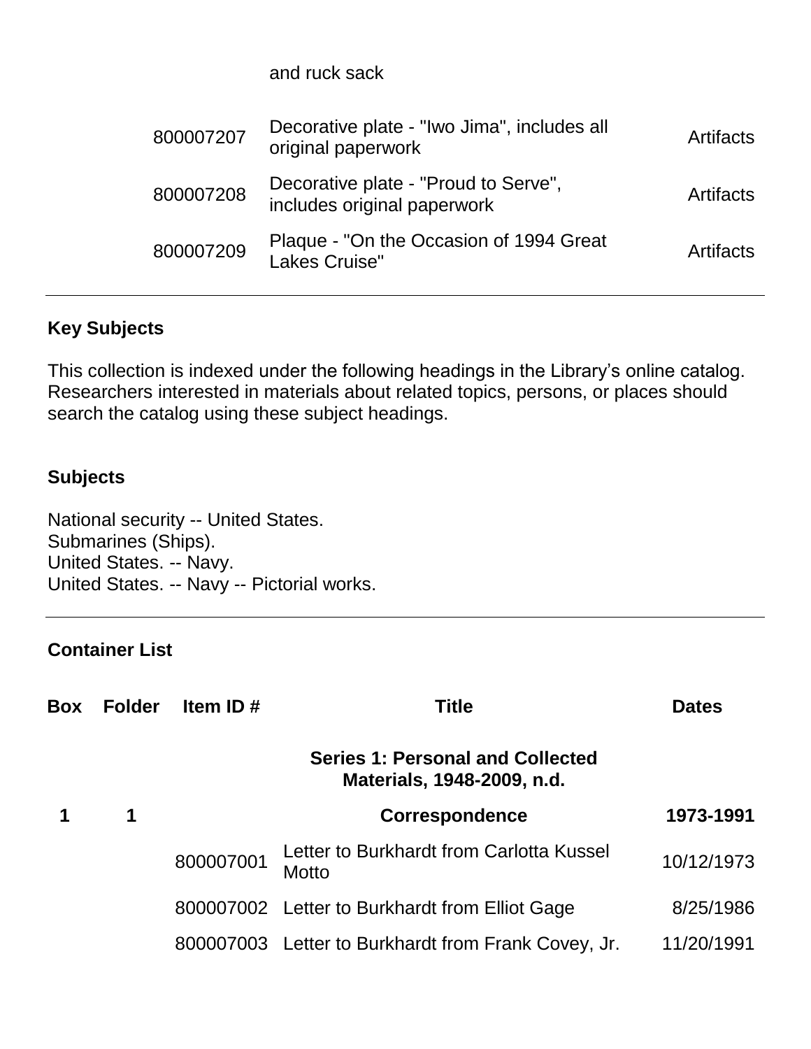| Item ID # | Title | Format |
|---|---|---|
| | and ruck sack | |
| 800007207 | Decorative plate - "Iwo Jima", includes all original paperwork | Artifacts |
| 800007208 | Decorative plate - "Proud to Serve", includes original paperwork | Artifacts |
| 800007209 | Plaque - "On the Occasion of 1994 Great Lakes Cruise" | Artifacts |

---

### Key Subjects

This collection is indexed under the following headings in the Library's online catalog. Researchers interested in materials about related topics, persons, or places should search the catalog using these subject headings.

### Subjects

National security -- United States.
Submarines (Ships).
United States. -- Navy.
United States. -- Navy -- Pictorial works.

---

### Container List

| Box | Folder | Item ID # | Title | Dates |
|---|---|---|---|---|
| | | | **Series 1: Personal and Collected Materials, 1948-2009, n.d.** | |
| **1** | **1** | | **Correspondence** | **1973-1991** |
| | | 800007001 | Letter to Burkhardt from Carlotta Kussel Motto | 10/12/1973 |
| | | 800007002 | Letter to Burkhardt from Elliot Gage | 8/25/1986 |
| | | 800007003 | Letter to Burkhardt from Frank Covey, Jr. | 11/20/1991 |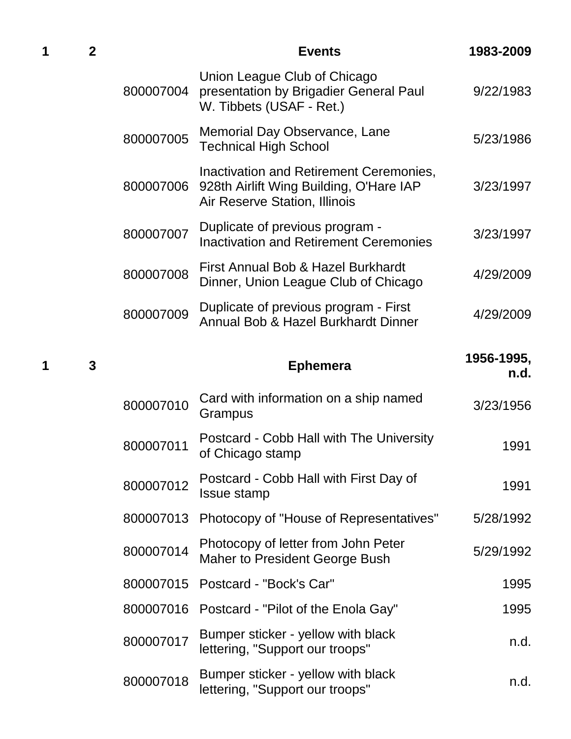| Box | Folder | Item | Title | Date |
|---|---|---|---|---|
| 1 | 2 | | **Events** | **1983-2009** |
| | | 800007004 | Union League Club of Chicago presentation by Brigadier General Paul W. Tibbets (USAF - Ret.) | 9/22/1983 |
| | | 800007005 | Memorial Day Observance, Lane Technical High School | 5/23/1986 |
| | | 800007006 | Inactivation and Retirement Ceremonies, 928th Airlift Wing Building, O'Hare IAP Air Reserve Station, Illinois | 3/23/1997 |
| | | 800007007 | Duplicate of previous program - Inactivation and Retirement Ceremonies | 3/23/1997 |
| | | 800007008 | First Annual Bob & Hazel Burkhardt Dinner, Union League Club of Chicago | 4/29/2009 |
| | | 800007009 | Duplicate of previous program - First Annual Bob & Hazel Burkhardt Dinner | 4/29/2009 |
| 1 | 3 | | **Ephemera** | **1956-1995, n.d.** |
| | | 800007010 | Card with information on a ship named Grampus | 3/23/1956 |
| | | 800007011 | Postcard - Cobb Hall with The University of Chicago stamp | 1991 |
| | | 800007012 | Postcard - Cobb Hall with First Day of Issue stamp | 1991 |
| | | 800007013 | Photocopy of "House of Representatives" | 5/28/1992 |
| | | 800007014 | Photocopy of letter from John Peter Maher to President George Bush | 5/29/1992 |
| | | 800007015 | Postcard - "Bock's Car" | 1995 |
| | | 800007016 | Postcard - "Pilot of the Enola Gay" | 1995 |
| | | 800007017 | Bumper sticker - yellow with black lettering, "Support our troops" | n.d. |
| | | 800007018 | Bumper sticker - yellow with black lettering, "Support our troops" | n.d. |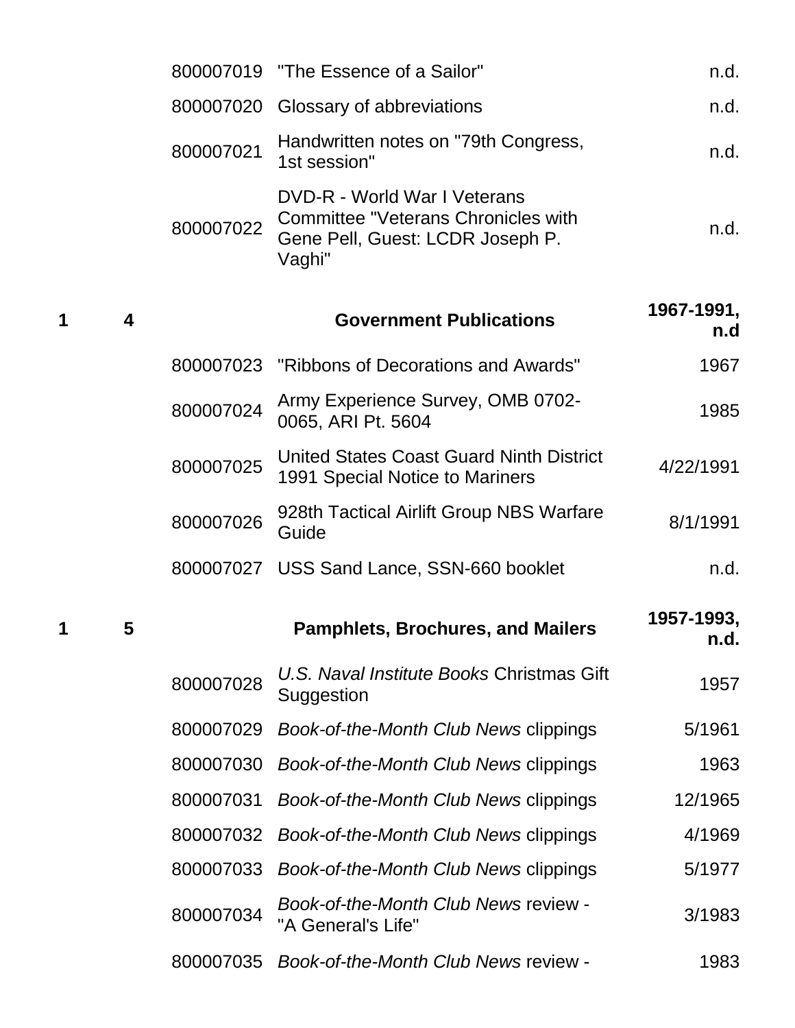| Box | Folder | Item | Description | Date |
|---|---|---|---|---|
| | | 800007019 | "The Essence of a Sailor" | n.d. |
| | | 800007020 | Glossary of abbreviations | n.d. |
| | | 800007021 | Handwritten notes on "79th Congress, 1st session" | n.d. |
| | | 800007022 | DVD-R - World War I Veterans Committee "Veterans Chronicles with Gene Pell, Guest: LCDR Joseph P. Vaghi" | n.d. |
| **1** | **4** | | **Government Publications** | **1967-1991, n.d** |
| | | 800007023 | "Ribbons of Decorations and Awards" | 1967 |
| | | 800007024 | Army Experience Survey, OMB 0702-0065, ARI Pt. 5604 | 1985 |
| | | 800007025 | United States Coast Guard Ninth District 1991 Special Notice to Mariners | 4/22/1991 |
| | | 800007026 | 928th Tactical Airlift Group NBS Warfare Guide | 8/1/1991 |
| | | 800007027 | USS Sand Lance, SSN-660 booklet | n.d. |
| **1** | **5** | | **Pamphlets, Brochures, and Mailers** | **1957-1993, n.d.** |
| | | 800007028 | *U.S. Naval Institute Books* Christmas Gift Suggestion | 1957 |
| | | 800007029 | *Book-of-the-Month Club News* clippings | 5/1961 |
| | | 800007030 | *Book-of-the-Month Club News* clippings | 1963 |
| | | 800007031 | *Book-of-the-Month Club News* clippings | 12/1965 |
| | | 800007032 | *Book-of-the-Month Club News* clippings | 4/1969 |
| | | 800007033 | *Book-of-the-Month Club News* clippings | 5/1977 |
| | | 800007034 | *Book-of-the-Month Club News* review - "A General's Life" | 3/1983 |
| | | 800007035 | *Book-of-the-Month Club News* review - | 1983 |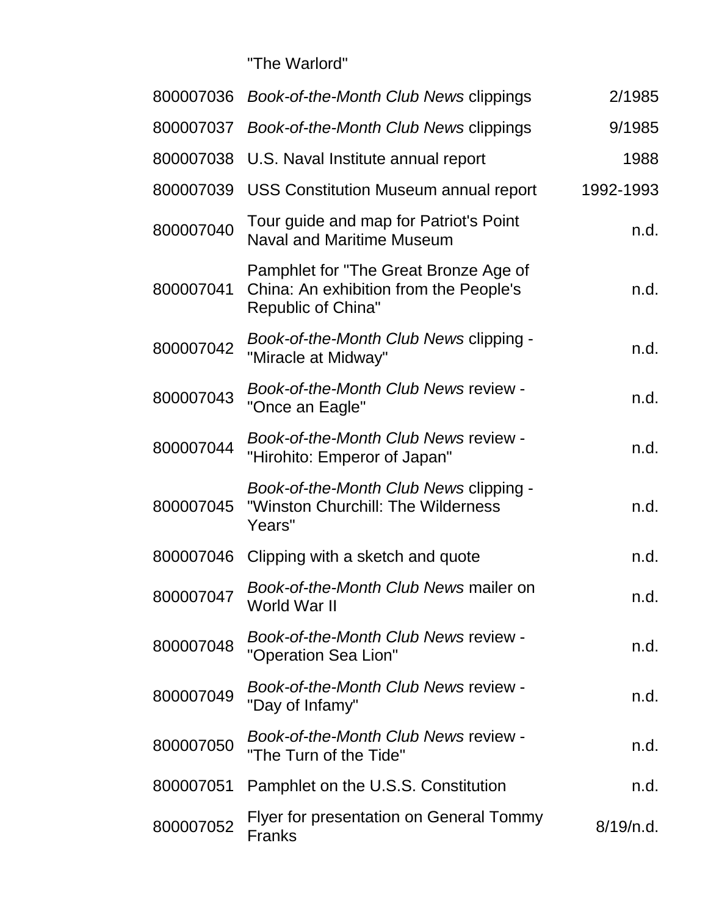| | "The Warlord" | |
|---|---|---|
| 800007036 | *Book-of-the-Month Club News* clippings | 2/1985 |
| 800007037 | *Book-of-the-Month Club News* clippings | 9/1985 |
| 800007038 | U.S. Naval Institute annual report | 1988 |
| 800007039 | USS Constitution Museum annual report | 1992-1993 |
| 800007040 | Tour guide and map for Patriot's Point Naval and Maritime Museum | n.d. |
| 800007041 | Pamphlet for "The Great Bronze Age of China: An exhibition from the People's Republic of China" | n.d. |
| 800007042 | *Book-of-the-Month Club News* clipping - "Miracle at Midway" | n.d. |
| 800007043 | *Book-of-the-Month Club News* review - "Once an Eagle" | n.d. |
| 800007044 | *Book-of-the-Month Club News* review - "Hirohito: Emperor of Japan" | n.d. |
| 800007045 | *Book-of-the-Month Club News* clipping - "Winston Churchill: The Wilderness Years" | n.d. |
| 800007046 | Clipping with a sketch and quote | n.d. |
| 800007047 | *Book-of-the-Month Club News* mailer on World War II | n.d. |
| 800007048 | *Book-of-the-Month Club News* review - "Operation Sea Lion" | n.d. |
| 800007049 | *Book-of-the-Month Club News* review - "Day of Infamy" | n.d. |
| 800007050 | *Book-of-the-Month Club News* review - "The Turn of the Tide" | n.d. |
| 800007051 | Pamphlet on the U.S.S. Constitution | n.d. |
| 800007052 | Flyer for presentation on General Tommy Franks | 8/19/n.d. |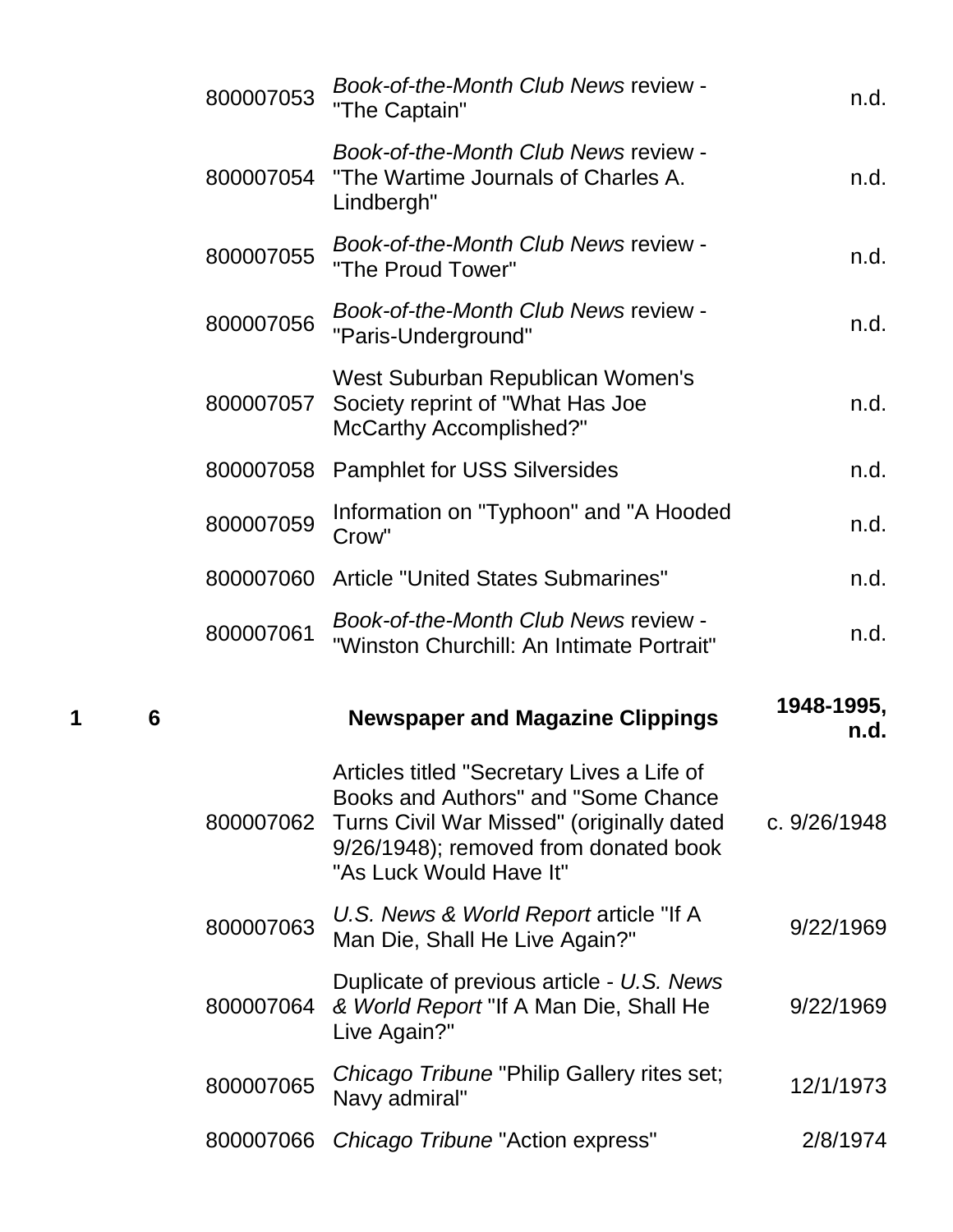| Box | Folder | Item ID | Description | Date |
| --- | --- | --- | --- | --- |
| | | 800007053 | *Book-of-the-Month Club News* review - "The Captain" | n.d. |
| | | 800007054 | *Book-of-the-Month Club News* review - "The Wartime Journals of Charles A. Lindbergh" | n.d. |
| | | 800007055 | *Book-of-the-Month Club News* review - "The Proud Tower" | n.d. |
| | | 800007056 | *Book-of-the-Month Club News* review - "Paris-Underground" | n.d. |
| | | 800007057 | West Suburban Republican Women's Society reprint of "What Has Joe McCarthy Accomplished?" | n.d. |
| | | 800007058 | Pamphlet for USS Silversides | n.d. |
| | | 800007059 | Information on "Typhoon" and "A Hooded Crow" | n.d. |
| | | 800007060 | Article "United States Submarines" | n.d. |
| | | 800007061 | *Book-of-the-Month Club News* review - "Winston Churchill: An Intimate Portrait" | n.d. |
| **1** | **6** | | **Newspaper and Magazine Clippings** | **1948-1995, n.d.** |
| | | 800007062 | Articles titled "Secretary Lives a Life of Books and Authors" and "Some Chance Turns Civil War Missed" (originally dated 9/26/1948); removed from donated book "As Luck Would Have It" | c. 9/26/1948 |
| | | 800007063 | *U.S. News & World Report* article "If A Man Die, Shall He Live Again?" | 9/22/1969 |
| | | 800007064 | Duplicate of previous article - *U.S. News & World Report* "If A Man Die, Shall He Live Again?" | 9/22/1969 |
| | | 800007065 | *Chicago Tribune* "Philip Gallery rites set; Navy admiral" | 12/1/1973 |
| | | 800007066 | *Chicago Tribune* "Action express" | 2/8/1974 |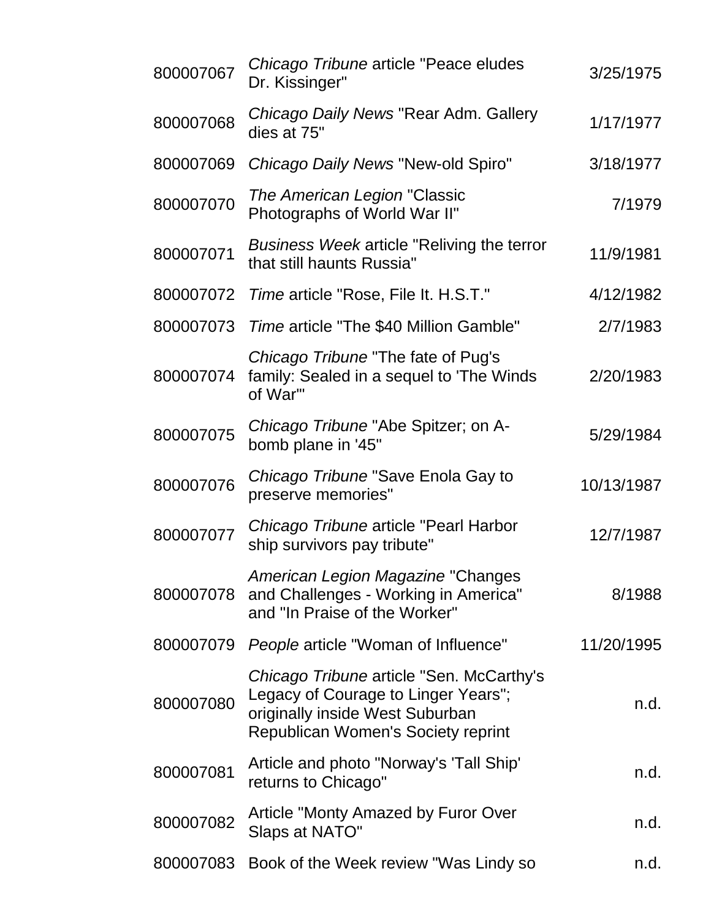| | | |
|---|---|---|
| 800007067 | *Chicago Tribune* article "Peace eludes Dr. Kissinger" | 3/25/1975 |
| 800007068 | *Chicago Daily News* "Rear Adm. Gallery dies at 75" | 1/17/1977 |
| 800007069 | *Chicago Daily News* "New-old Spiro" | 3/18/1977 |
| 800007070 | *The American Legion* "Classic Photographs of World War II" | 7/1979 |
| 800007071 | *Business Week* article "Reliving the terror that still haunts Russia" | 11/9/1981 |
| 800007072 | *Time* article "Rose, File It. H.S.T." | 4/12/1982 |
| 800007073 | *Time* article "The $40 Million Gamble" | 2/7/1983 |
| 800007074 | *Chicago Tribune* "The fate of Pug's family: Sealed in a sequel to 'The Winds of War'" | 2/20/1983 |
| 800007075 | *Chicago Tribune* "Abe Spitzer; on A-bomb plane in '45" | 5/29/1984 |
| 800007076 | *Chicago Tribune* "Save Enola Gay to preserve memories" | 10/13/1987 |
| 800007077 | *Chicago Tribune* article "Pearl Harbor ship survivors pay tribute" | 12/7/1987 |
| 800007078 | *American Legion Magazine* "Changes and Challenges - Working in America" and "In Praise of the Worker" | 8/1988 |
| 800007079 | *People* article "Woman of Influence" | 11/20/1995 |
| 800007080 | *Chicago Tribune* article "Sen. McCarthy's Legacy of Courage to Linger Years"; originally inside West Suburban Republican Women's Society reprint | n.d. |
| 800007081 | Article and photo "Norway's 'Tall Ship' returns to Chicago" | n.d. |
| 800007082 | Article "Monty Amazed by Furor Over Slaps at NATO" | n.d. |
| 800007083 | Book of the Week review "Was Lindy so | n.d. |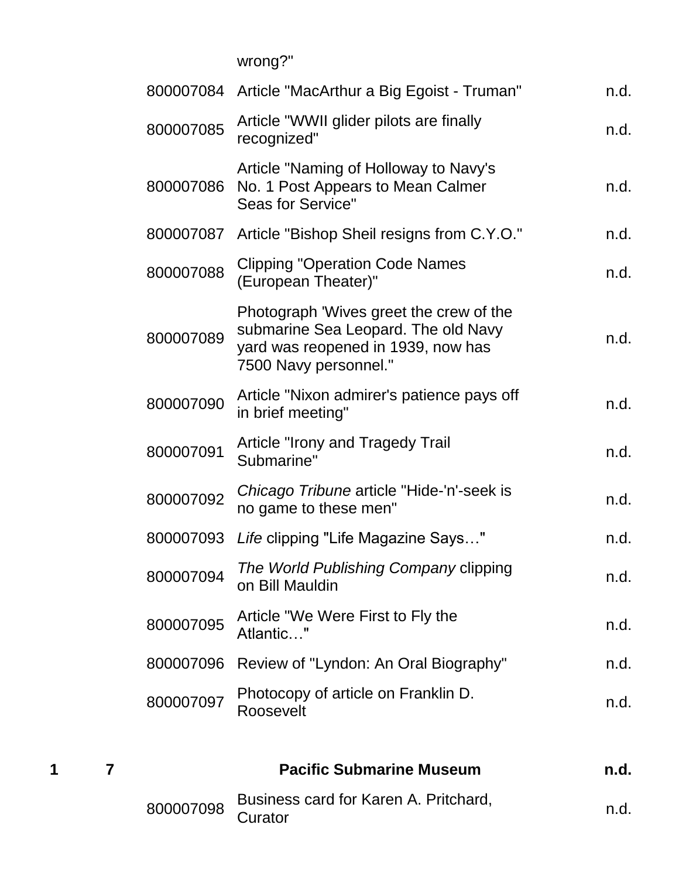| Box | Folder | Item ID | Description | Date |
|---|---|---|---|---|
| | | | wrong?" | |
| | | 800007084 | Article "MacArthur a Big Egoist - Truman" | n.d. |
| | | 800007085 | Article "WWII glider pilots are finally recognized" | n.d. |
| | | 800007086 | Article "Naming of Holloway to Navy's No. 1 Post Appears to Mean Calmer Seas for Service" | n.d. |
| | | 800007087 | Article "Bishop Sheil resigns from C.Y.O." | n.d. |
| | | 800007088 | Clipping "Operation Code Names (European Theater)" | n.d. |
| | | 800007089 | Photograph 'Wives greet the crew of the submarine Sea Leopard. The old Navy yard was reopened in 1939, now has 7500 Navy personnel." | n.d. |
| | | 800007090 | Article "Nixon admirer's patience pays off in brief meeting" | n.d. |
| | | 800007091 | Article "Irony and Tragedy Trail Submarine" | n.d. |
| | | 800007092 | *Chicago Tribune* article "Hide-'n'-seek is no game to these men" | n.d. |
| | | 800007093 | *Life* clipping "Life Magazine Says…" | n.d. |
| | | 800007094 | *The World Publishing Company* clipping on Bill Mauldin | n.d. |
| | | 800007095 | Article "We Were First to Fly the Atlantic…" | n.d. |
| | | 800007096 | Review of "Lyndon: An Oral Biography" | n.d. |
| | | 800007097 | Photocopy of article on Franklin D. Roosevelt | n.d. |
| **1** | **7** | | **Pacific Submarine Museum** | **n.d.** |
| | | 800007098 | Business card for Karen A. Pritchard, Curator | n.d. |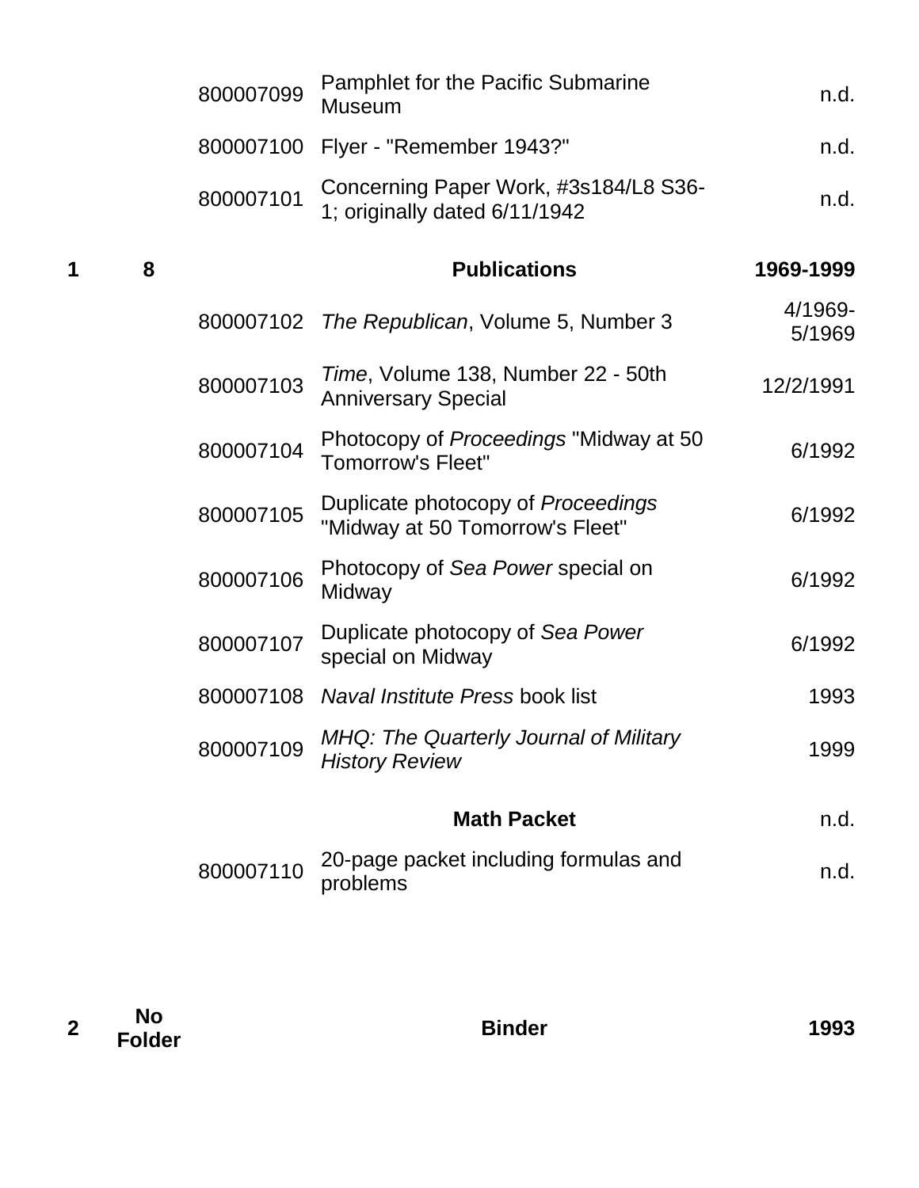| Box | Folder | ID | Description | Date |
|---|---|---|---|---|
| | | 800007099 | Pamphlet for the Pacific Submarine Museum | n.d. |
| | | 800007100 | Flyer - "Remember 1943?" | n.d. |
| | | 800007101 | Concerning Paper Work, #3s184/L8 S36-1; originally dated 6/11/1942 | n.d. |
| **1** | **8** | | **Publications** | **1969-1999** |
| | | 800007102 | *The Republican*, Volume 5, Number 3 | 4/1969-5/1969 |
| | | 800007103 | *Time*, Volume 138, Number 22 - 50th Anniversary Special | 12/2/1991 |
| | | 800007104 | Photocopy of *Proceedings* "Midway at 50 Tomorrow's Fleet" | 6/1992 |
| | | 800007105 | Duplicate photocopy of *Proceedings* "Midway at 50 Tomorrow's Fleet" | 6/1992 |
| | | 800007106 | Photocopy of *Sea Power* special on Midway | 6/1992 |
| | | 800007107 | Duplicate photocopy of *Sea Power* special on Midway | 6/1992 |
| | | 800007108 | *Naval Institute Press* book list | 1993 |
| | | 800007109 | *MHQ: The Quarterly Journal of Military History Review* | 1999 |
| | | | **Math Packet** | n.d. |
| | | 800007110 | 20-page packet including formulas and problems | n.d. |
| **2** | **No Folder** | | **Binder** | **1993** |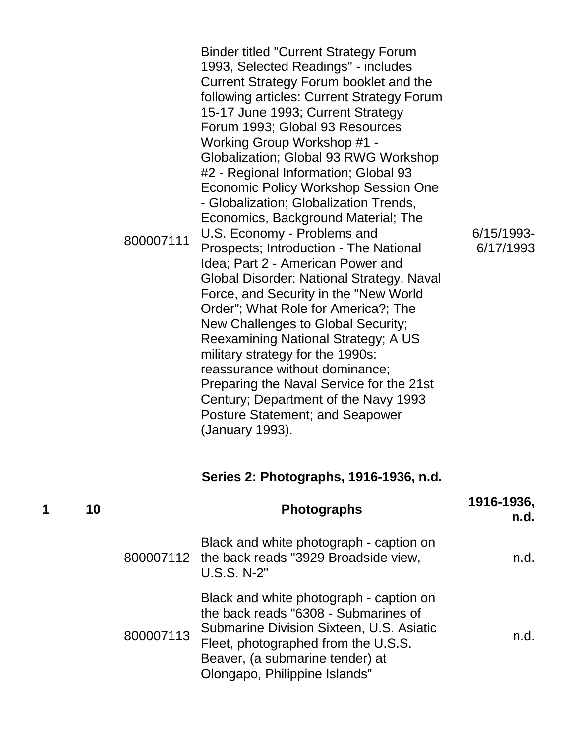| | | | | |
|---|---|---|---|---|
| | | 800007111 | Binder titled "Current Strategy Forum 1993, Selected Readings" - includes Current Strategy Forum booklet and the following articles: Current Strategy Forum 15-17 June 1993; Current Strategy Forum 1993; Global 93 Resources Working Group Workshop #1 - Globalization; Global 93 RWG Workshop #2 - Regional Information; Global 93 Economic Policy Workshop Session One - Globalization; Globalization Trends, Economics, Background Material; The U.S. Economy - Problems and Prospects; Introduction - The National Idea; Part 2 - American Power and Global Disorder: National Strategy, Naval Force, and Security in the "New World Order"; What Role for America?; The New Challenges to Global Security; Reexamining National Strategy; A US military strategy for the 1990s: reassurance without dominance; Preparing the Naval Service for the 21st Century; Department of the Navy 1993 Posture Statement; and Seapower (January 1993). | 6/15/1993-6/17/1993 |

**Series 2: Photographs, 1916-1936, n.d.**

| | | | | |
|---|---|---|---|---|
| **1** | **10** | | **Photographs** | **1916-1936, n.d.** |
| | | 800007112 | Black and white photograph - caption on the back reads "3929 Broadside view, U.S.S. N-2" | n.d. |
| | | 800007113 | Black and white photograph - caption on the back reads "6308 - Submarines of Submarine Division Sixteen, U.S. Asiatic Fleet, photographed from the U.S.S. Beaver, (a submarine tender) at Olongapo, Philippine Islands" | n.d. |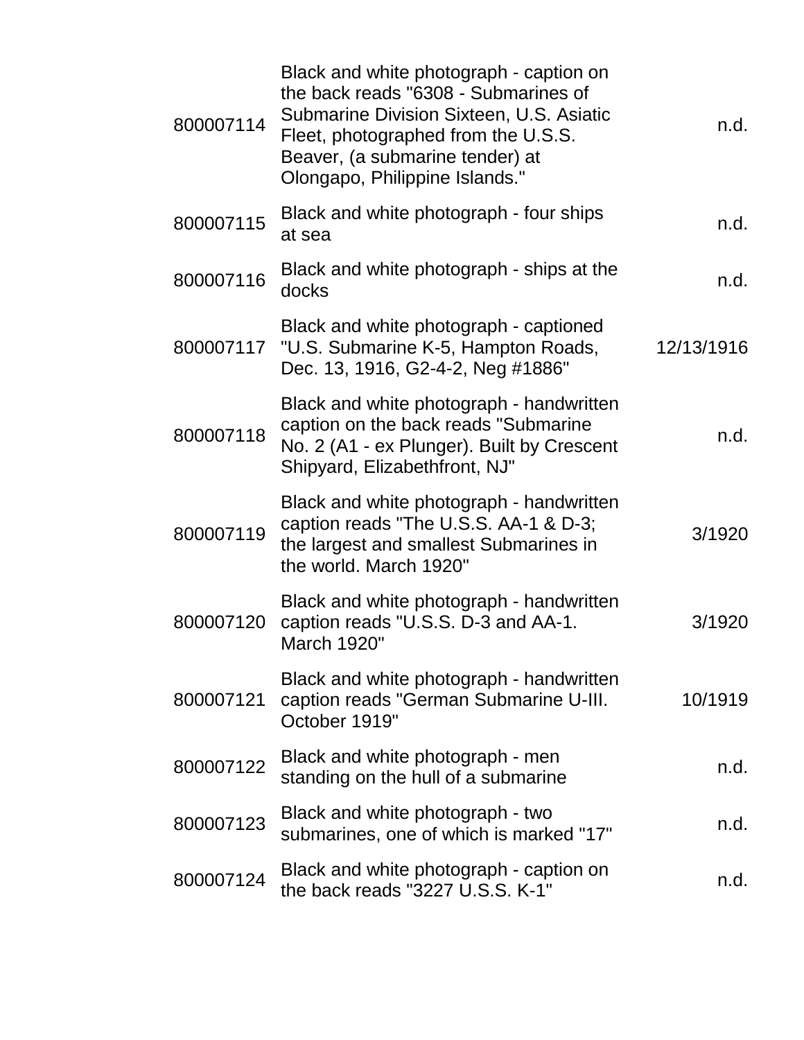| | | |
|---|---|---|
| 800007114 | Black and white photograph - caption on the back reads "6308 - Submarines of Submarine Division Sixteen, U.S. Asiatic Fleet, photographed from the U.S.S. Beaver, (a submarine tender) at Olongapo, Philippine Islands." | n.d. |
| 800007115 | Black and white photograph - four ships at sea | n.d. |
| 800007116 | Black and white photograph - ships at the docks | n.d. |
| 800007117 | Black and white photograph - captioned "U.S. Submarine K-5, Hampton Roads, Dec. 13, 1916, G2-4-2, Neg #1886" | 12/13/1916 |
| 800007118 | Black and white photograph - handwritten caption on the back reads "Submarine No. 2 (A1 - ex Plunger). Built by Crescent Shipyard, Elizabethfront, NJ" | n.d. |
| 800007119 | Black and white photograph - handwritten caption reads "The U.S.S. AA-1 & D-3; the largest and smallest Submarines in the world. March 1920" | 3/1920 |
| 800007120 | Black and white photograph - handwritten caption reads "U.S.S. D-3 and AA-1. March 1920" | 3/1920 |
| 800007121 | Black and white photograph - handwritten caption reads "German Submarine U-III. October 1919" | 10/1919 |
| 800007122 | Black and white photograph - men standing on the hull of a submarine | n.d. |
| 800007123 | Black and white photograph - two submarines, one of which is marked "17" | n.d. |
| 800007124 | Black and white photograph - caption on the back reads "3227 U.S.S. K-1" | n.d. |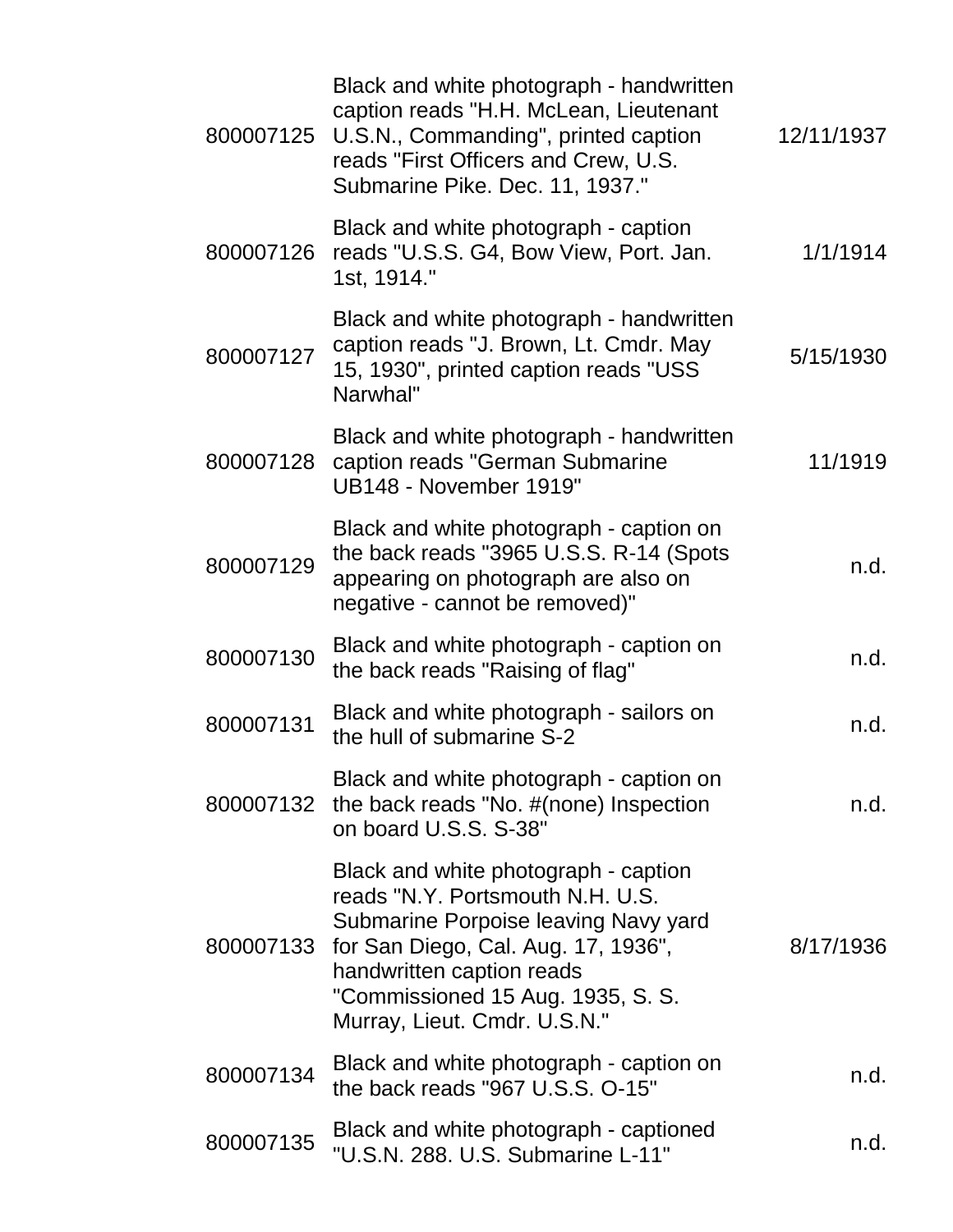| | | |
|---|---|---|
| 800007125 | Black and white photograph - handwritten caption reads "H.H. McLean, Lieutenant U.S.N., Commanding", printed caption reads "First Officers and Crew, U.S. Submarine Pike. Dec. 11, 1937." | 12/11/1937 |
| 800007126 | Black and white photograph - caption reads "U.S.S. G4, Bow View, Port. Jan. 1st, 1914." | 1/1/1914 |
| 800007127 | Black and white photograph - handwritten caption reads "J. Brown, Lt. Cmdr. May 15, 1930", printed caption reads "USS Narwhal" | 5/15/1930 |
| 800007128 | Black and white photograph - handwritten caption reads "German Submarine UB148 - November 1919" | 11/1919 |
| 800007129 | Black and white photograph - caption on the back reads "3965 U.S.S. R-14 (Spots appearing on photograph are also on negative - cannot be removed)" | n.d. |
| 800007130 | Black and white photograph - caption on the back reads "Raising of flag" | n.d. |
| 800007131 | Black and white photograph - sailors on the hull of submarine S-2 | n.d. |
| 800007132 | Black and white photograph - caption on the back reads "No. #(none) Inspection on board U.S.S. S-38" | n.d. |
| 800007133 | Black and white photograph - caption reads "N.Y. Portsmouth N.H. U.S. Submarine Porpoise leaving Navy yard for San Diego, Cal. Aug. 17, 1936", handwritten caption reads "Commissioned 15 Aug. 1935, S. S. Murray, Lieut. Cmdr. U.S.N." | 8/17/1936 |
| 800007134 | Black and white photograph - caption on the back reads "967 U.S.S. O-15" | n.d. |
| 800007135 | Black and white photograph - captioned "U.S.N. 288. U.S. Submarine L-11" | n.d. |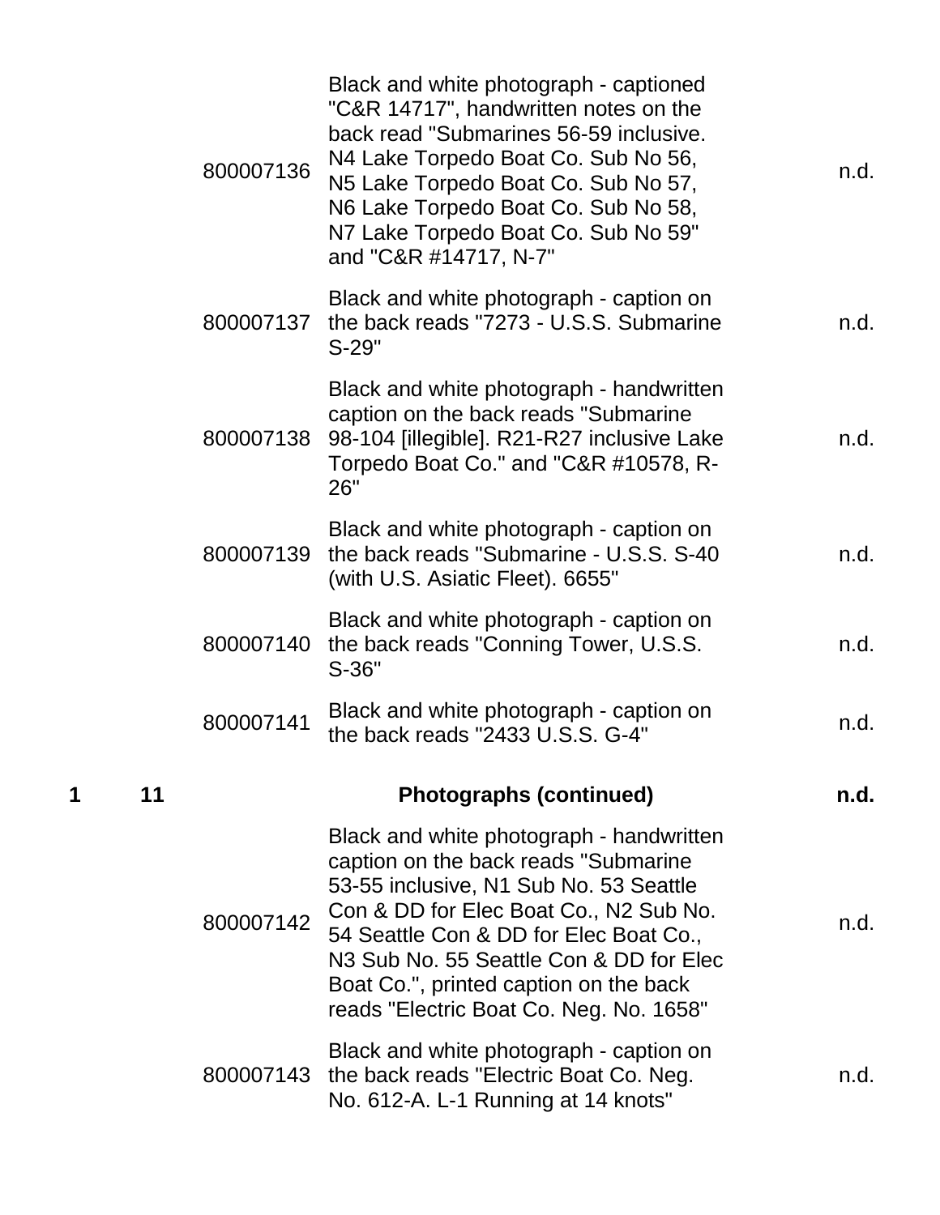| Box | Folder | Item ID | Description | Date |
|---|---|---|---|---|
| | | 800007136 | Black and white photograph - captioned "C&R 14717", handwritten notes on the back read "Submarines 56-59 inclusive. N4 Lake Torpedo Boat Co. Sub No 56, N5 Lake Torpedo Boat Co. Sub No 57, N6 Lake Torpedo Boat Co. Sub No 58, N7 Lake Torpedo Boat Co. Sub No 59" and "C&R #14717, N-7" | n.d. |
| | | 800007137 | Black and white photograph - caption on the back reads "7273 - U.S.S. Submarine S-29" | n.d. |
| | | 800007138 | Black and white photograph - handwritten caption on the back reads "Submarine 98-104 [illegible]. R21-R27 inclusive Lake Torpedo Boat Co." and "C&R #10578, R-26" | n.d. |
| | | 800007139 | Black and white photograph - caption on the back reads "Submarine - U.S.S. S-40 (with U.S. Asiatic Fleet). 6655" | n.d. |
| | | 800007140 | Black and white photograph - caption on the back reads "Conning Tower, U.S.S. S-36" | n.d. |
| | | 800007141 | Black and white photograph - caption on the back reads "2433 U.S.S. G-4" | n.d. |
| **1** | **11** | | **Photographs (continued)** | **n.d.** |
| | | 800007142 | Black and white photograph - handwritten caption on the back reads "Submarine 53-55 inclusive, N1 Sub No. 53 Seattle Con & DD for Elec Boat Co., N2 Sub No. 54 Seattle Con & DD for Elec Boat Co., N3 Sub No. 55 Seattle Con & DD for Elec Boat Co.", printed caption on the back reads "Electric Boat Co. Neg. No. 1658" | n.d. |
| | | 800007143 | Black and white photograph - caption on the back reads "Electric Boat Co. Neg. No. 612-A. L-1 Running at 14 knots" | n.d. |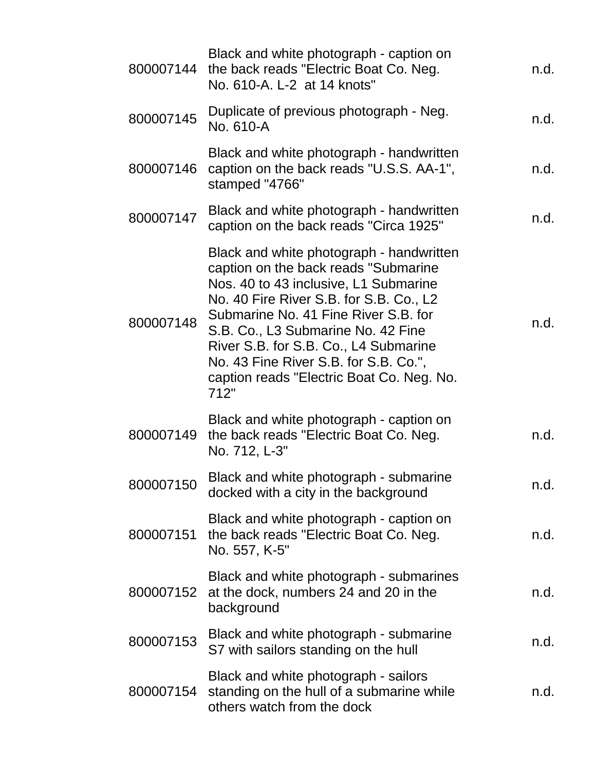| | | |
|---|---|---|
| 800007144 | Black and white photograph - caption on the back reads "Electric Boat Co. Neg. No. 610-A. L-2 at 14 knots" | n.d. |
| 800007145 | Duplicate of previous photograph - Neg. No. 610-A | n.d. |
| 800007146 | Black and white photograph - handwritten caption on the back reads "U.S.S. AA-1", stamped "4766" | n.d. |
| 800007147 | Black and white photograph - handwritten caption on the back reads "Circa 1925" | n.d. |
| 800007148 | Black and white photograph - handwritten caption on the back reads "Submarine Nos. 40 to 43 inclusive, L1 Submarine No. 40 Fire River S.B. for S.B. Co., L2 Submarine No. 41 Fine River S.B. for S.B. Co., L3 Submarine No. 42 Fine River S.B. for S.B. Co., L4 Submarine No. 43 Fine River S.B. for S.B. Co.", caption reads "Electric Boat Co. Neg. No. 712" | n.d. |
| 800007149 | Black and white photograph - caption on the back reads "Electric Boat Co. Neg. No. 712, L-3" | n.d. |
| 800007150 | Black and white photograph - submarine docked with a city in the background | n.d. |
| 800007151 | Black and white photograph - caption on the back reads "Electric Boat Co. Neg. No. 557, K-5" | n.d. |
| 800007152 | Black and white photograph - submarines at the dock, numbers 24 and 20 in the background | n.d. |
| 800007153 | Black and white photograph - submarine S7 with sailors standing on the hull | n.d. |
| 800007154 | Black and white photograph - sailors standing on the hull of a submarine while others watch from the dock | n.d. |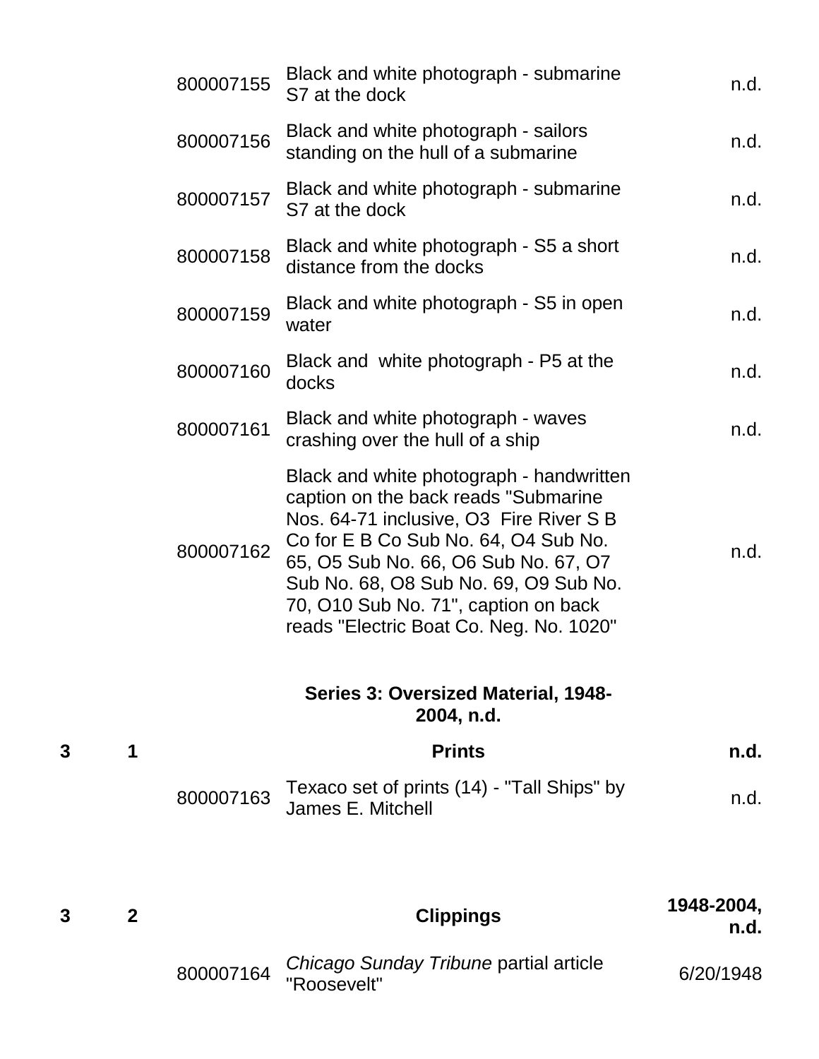| Box | Folder | Item | Description | Date |
|---|---|---|---|---|
| | | 800007155 | Black and white photograph - submarine S7 at the dock | n.d. |
| | | 800007156 | Black and white photograph - sailors standing on the hull of a submarine | n.d. |
| | | 800007157 | Black and white photograph - submarine S7 at the dock | n.d. |
| | | 800007158 | Black and white photograph - S5 a short distance from the docks | n.d. |
| | | 800007159 | Black and white photograph - S5 in open water | n.d. |
| | | 800007160 | Black and white photograph - P5 at the docks | n.d. |
| | | 800007161 | Black and white photograph - waves crashing over the hull of a ship | n.d. |
| | | 800007162 | Black and white photograph - handwritten caption on the back reads "Submarine Nos. 64-71 inclusive, O3 Fire River S B Co for E B Co Sub No. 64, O4 Sub No. 65, O5 Sub No. 66, O6 Sub No. 67, O7 Sub No. 68, O8 Sub No. 69, O9 Sub No. 70, O10 Sub No. 71", caption on back reads "Electric Boat Co. Neg. No. 1020" | n.d. |

**Series 3: Oversized Material, 1948-2004, n.d.**

| Box | Folder | Item | Description | Date |
|---|---|---|---|---|
| **3** | **1** | | **Prints** | **n.d.** |
| | | 800007163 | Texaco set of prints (14) - "Tall Ships" by James E. Mitchell | n.d. |
| **3** | **2** | | **Clippings** | **1948-2004, n.d.** |
| | | 800007164 | *Chicago Sunday Tribune* partial article "Roosevelt" | 6/20/1948 |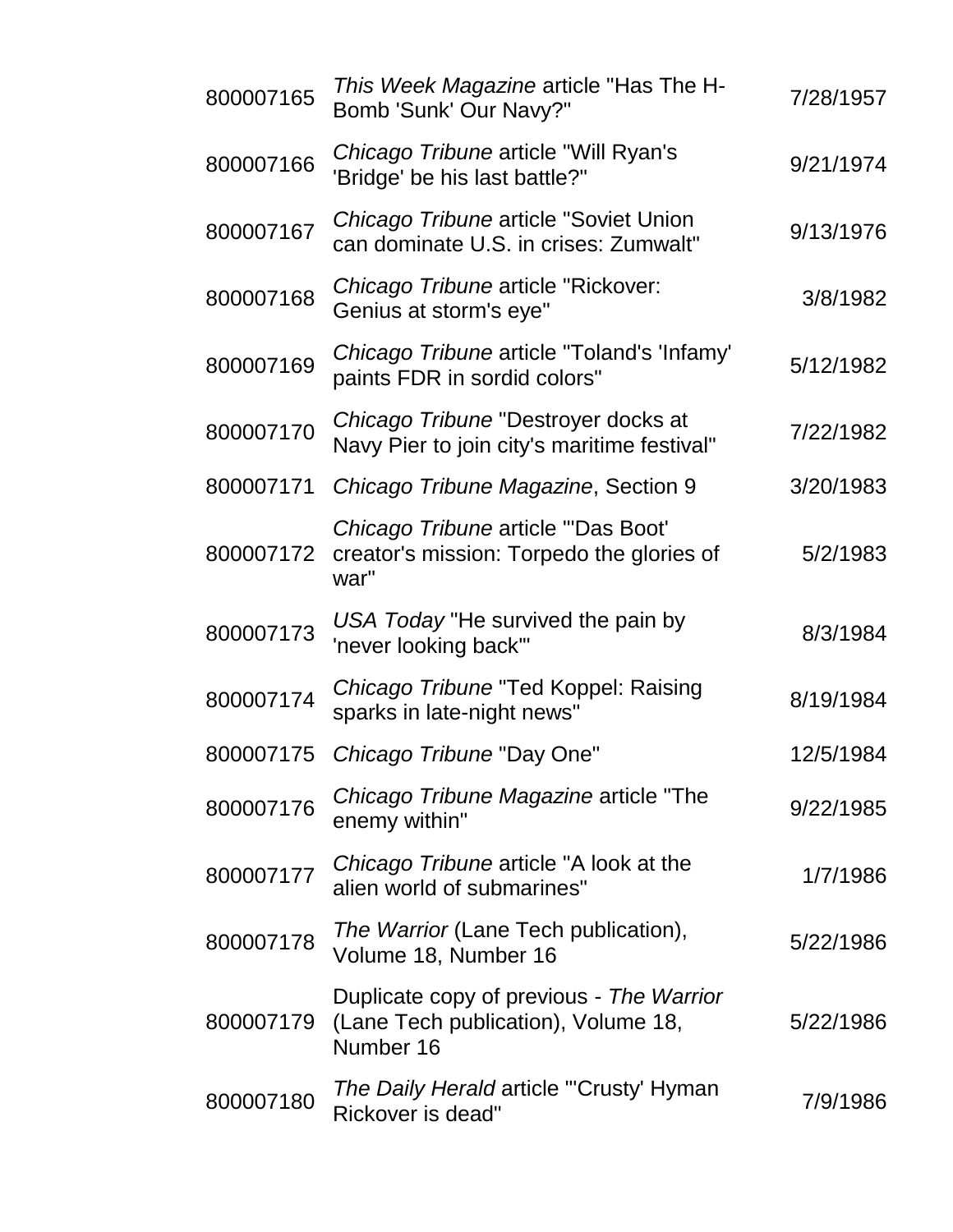| | | |
|---|---|---|
| 800007165 | *This Week Magazine* article "Has The H-Bomb 'Sunk' Our Navy?" | 7/28/1957 |
| 800007166 | *Chicago Tribune* article "Will Ryan's 'Bridge' be his last battle?" | 9/21/1974 |
| 800007167 | *Chicago Tribune* article "Soviet Union can dominate U.S. in crises: Zumwalt" | 9/13/1976 |
| 800007168 | *Chicago Tribune* article "Rickover: Genius at storm's eye" | 3/8/1982 |
| 800007169 | *Chicago Tribune* article "Toland's 'Infamy' paints FDR in sordid colors" | 5/12/1982 |
| 800007170 | *Chicago Tribune* "Destroyer docks at Navy Pier to join city's maritime festival" | 7/22/1982 |
| 800007171 | *Chicago Tribune Magazine*, Section 9 | 3/20/1983 |
| 800007172 | *Chicago Tribune* article "'Das Boot' creator's mission: Torpedo the glories of war" | 5/2/1983 |
| 800007173 | *USA Today* "He survived the pain by 'never looking back'" | 8/3/1984 |
| 800007174 | *Chicago Tribune* "Ted Koppel: Raising sparks in late-night news" | 8/19/1984 |
| 800007175 | *Chicago Tribune* "Day One" | 12/5/1984 |
| 800007176 | *Chicago Tribune Magazine* article "The enemy within" | 9/22/1985 |
| 800007177 | *Chicago Tribune* article "A look at the alien world of submarines" | 1/7/1986 |
| 800007178 | *The Warrior* (Lane Tech publication), Volume 18, Number 16 | 5/22/1986 |
| 800007179 | Duplicate copy of previous - *The Warrior* (Lane Tech publication), Volume 18, Number 16 | 5/22/1986 |
| 800007180 | *The Daily Herald* article "'Crusty' Hyman Rickover is dead" | 7/9/1986 |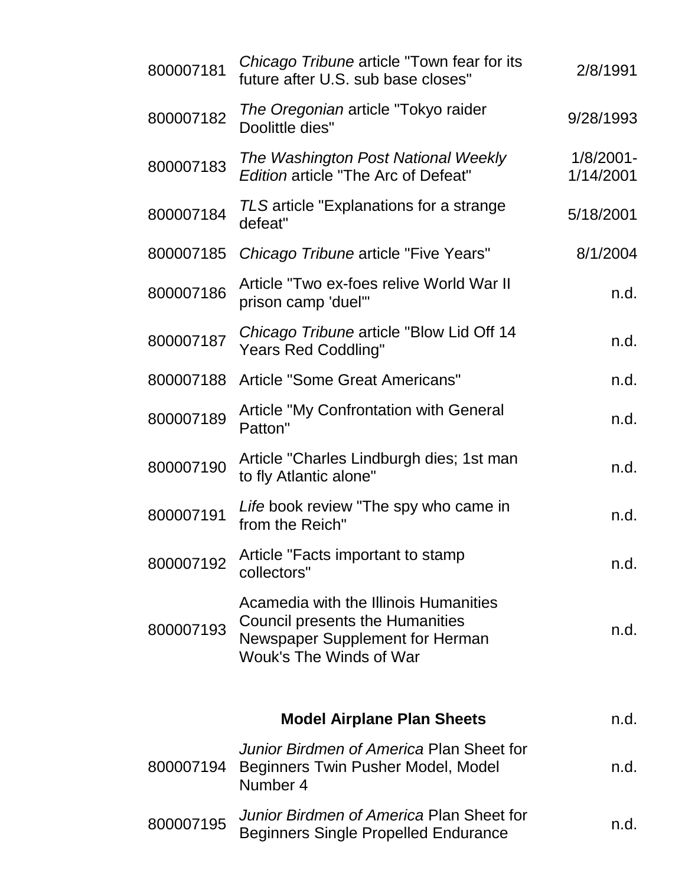| | | |
|---|---|---|
| 800007181 | *Chicago Tribune* article "Town fear for its future after U.S. sub base closes" | 2/8/1991 |
| 800007182 | *The Oregonian* article "Tokyo raider Doolittle dies" | 9/28/1993 |
| 800007183 | *The Washington Post National Weekly Edition* article "The Arc of Defeat" | 1/8/2001-1/14/2001 |
| 800007184 | *TLS* article "Explanations for a strange defeat" | 5/18/2001 |
| 800007185 | *Chicago Tribune* article "Five Years" | 8/1/2004 |
| 800007186 | Article "Two ex-foes relive World War II prison camp 'duel'" | n.d. |
| 800007187 | *Chicago Tribune* article "Blow Lid Off 14 Years Red Coddling" | n.d. |
| 800007188 | Article "Some Great Americans" | n.d. |
| 800007189 | Article "My Confrontation with General Patton" | n.d. |
| 800007190 | Article "Charles Lindburgh dies; 1st man to fly Atlantic alone" | n.d. |
| 800007191 | *Life* book review "The spy who came in from the Reich" | n.d. |
| 800007192 | Article "Facts important to stamp collectors" | n.d. |
| 800007193 | Acamedia with the Illinois Humanities Council presents the Humanities Newspaper Supplement for Herman Wouk's The Winds of War | n.d. |
| | **Model Airplane Plan Sheets** | n.d. |
| 800007194 | *Junior Birdmen of America* Plan Sheet for Beginners Twin Pusher Model, Model Number 4 | n.d. |
| 800007195 | *Junior Birdmen of America* Plan Sheet for Beginners Single Propelled Endurance | n.d. |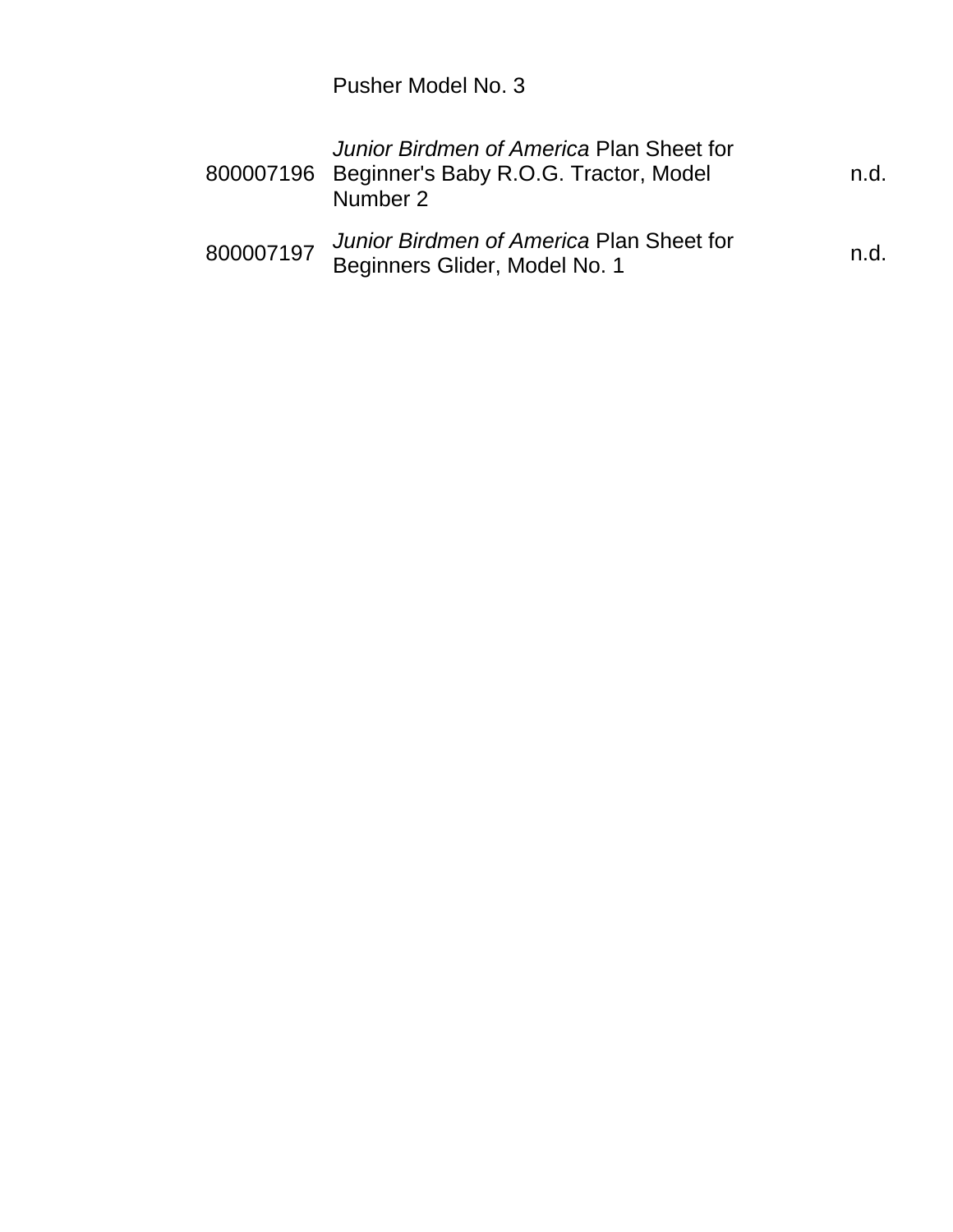| | | |
|---|---|---|
| | Pusher Model No. 3 | |
| 800007196 | *Junior Birdmen of America* Plan Sheet for Beginner's Baby R.O.G. Tractor, Model Number 2 | n.d. |
| 800007197 | *Junior Birdmen of America* Plan Sheet for Beginners Glider, Model No. 1 | n.d. |